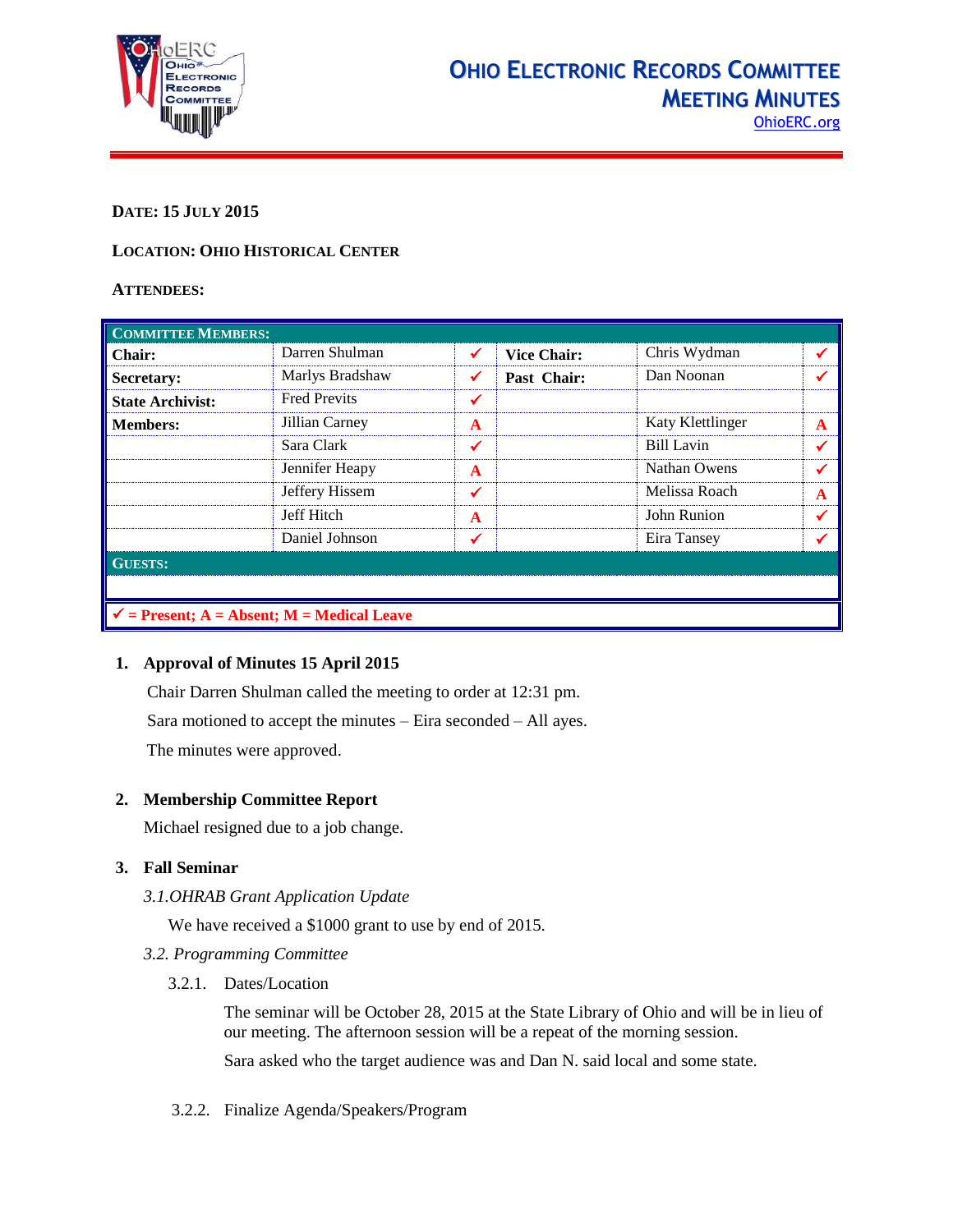# Ohio Electronic Records Committee Meeting Minutes

OhioERC.org

**DATE: 15 JULY 2015**

**LOCATION: OHIO HISTORICAL CENTER**

**ATTENDEES:**

| COMMITTEE MEMBERS: | | | | | |
|---|---|---|---|---|---|
| **Chair:** | Darren Shulman | ✓ | **Vice Chair:** | Chris Wydman | ✓ |
| **Secretary:** | Marlys Bradshaw | ✓ | **Past Chair:** | Dan Noonan | ✓ |
| **State Archivist:** | Fred Previts | ✓ | | | |
| **Members:** | Jillian Carney | A | | Katy Klettlinger | A |
| | Sara Clark | ✓ | | Bill Lavin | ✓ |
| | Jennifer Heapy | A | | Nathan Owens | ✓ |
| | Jeffery Hissem | ✓ | | Melissa Roach | A |
| | Jeff Hitch | A | | John Runion | ✓ |
| | Daniel Johnson | ✓ | | Eira Tansey | ✓ |
| **GUESTS:** | | | | | |
| | | | | | |

✓ = Present; A = Absent; M = Medical Leave

1. **Approval of Minutes 15 April 2015**

   Chair Darren Shulman called the meeting to order at 12:31 pm.

   Sara motioned to accept the minutes – Eira seconded – All ayes.

   The minutes were approved.

2. **Membership Committee Report**

   Michael resigned due to a job change.

3. **Fall Seminar**

   *3.1. OHRAB Grant Application Update*

   We have received a $1000 grant to use by end of 2015.

   *3.2. Programming Committee*

   3.2.1. Dates/Location

   The seminar will be October 28, 2015 at the State Library of Ohio and will be in lieu of our meeting. The afternoon session will be a repeat of the morning session.

   Sara asked who the target audience was and Dan N. said local and some state.

   3.2.2. Finalize Agenda/Speakers/Program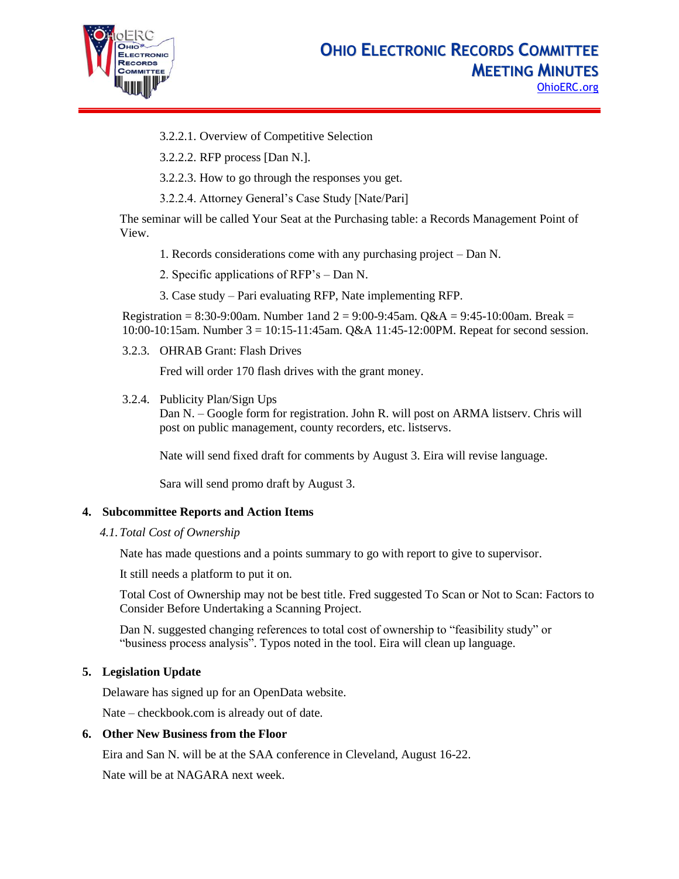3.2.2.1. Overview of Competitive Selection

3.2.2.2. RFP process [Dan N.].

3.2.2.3. How to go through the responses you get.

3.2.2.4. Attorney General's Case Study [Nate/Pari]

The seminar will be called Your Seat at the Purchasing table: a Records Management Point of View.

1. Records considerations come with any purchasing project – Dan N.
2. Specific applications of RFP's – Dan N.
3. Case study – Pari evaluating RFP, Nate implementing RFP.

Registration = 8:30-9:00am. Number 1and 2 = 9:00-9:45am. Q&A = 9:45-10:00am. Break = 10:00-10:15am. Number 3 = 10:15-11:45am. Q&A 11:45-12:00PM. Repeat for second session.

3.2.3. OHRAB Grant: Flash Drives

Fred will order 170 flash drives with the grant money.

3.2.4. Publicity Plan/Sign Ups

Dan N. – Google form for registration. John R. will post on ARMA listserv. Chris will post on public management, county recorders, etc. listservs.

Nate will send fixed draft for comments by August 3. Eira will revise language.

Sara will send promo draft by August 3.

## 4. Subcommittee Reports and Action Items

*4.1. Total Cost of Ownership*

Nate has made questions and a points summary to go with report to give to supervisor.

It still needs a platform to put it on.

Total Cost of Ownership may not be best title. Fred suggested To Scan or Not to Scan: Factors to Consider Before Undertaking a Scanning Project.

Dan N. suggested changing references to total cost of ownership to "feasibility study" or "business process analysis". Typos noted in the tool. Eira will clean up language.

## 5. Legislation Update

Delaware has signed up for an OpenData website.

Nate – checkbook.com is already out of date.

## 6. Other New Business from the Floor

Eira and San N. will be at the SAA conference in Cleveland, August 16-22.

Nate will be at NAGARA next week.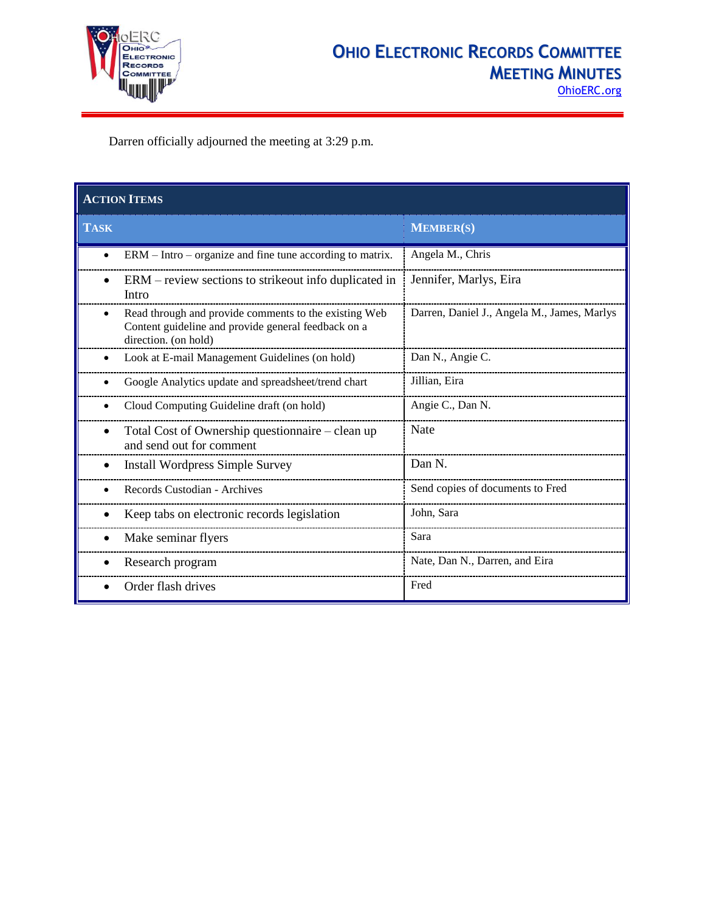Darren officially adjourned the meeting at 3:29 p.m.

| **ACTION ITEMS** | |
|---|---|
| **TASK** | **MEMBER(S)** |
| • ERM – Intro – organize and fine tune according to matrix. | Angela M., Chris |
| • ERM – review sections to strikeout info duplicated in Intro | Jennifer, Marlys, Eira |
| • Read through and provide comments to the existing Web Content guideline and provide general feedback on a direction. (on hold) | Darren, Daniel J., Angela M., James, Marlys |
| • Look at E-mail Management Guidelines (on hold) | Dan N., Angie C. |
| • Google Analytics update and spreadsheet/trend chart | Jillian, Eira |
| • Cloud Computing Guideline draft (on hold) | Angie C., Dan N. |
| • Total Cost of Ownership questionnaire – clean up and send out for comment | Nate |
| • Install Wordpress Simple Survey | Dan N. |
| • Records Custodian - Archives | Send copies of documents to Fred |
| • Keep tabs on electronic records legislation | John, Sara |
| • Make seminar flyers | Sara |
| • Research program | Nate, Dan N., Darren, and Eira |
| • Order flash drives | Fred |